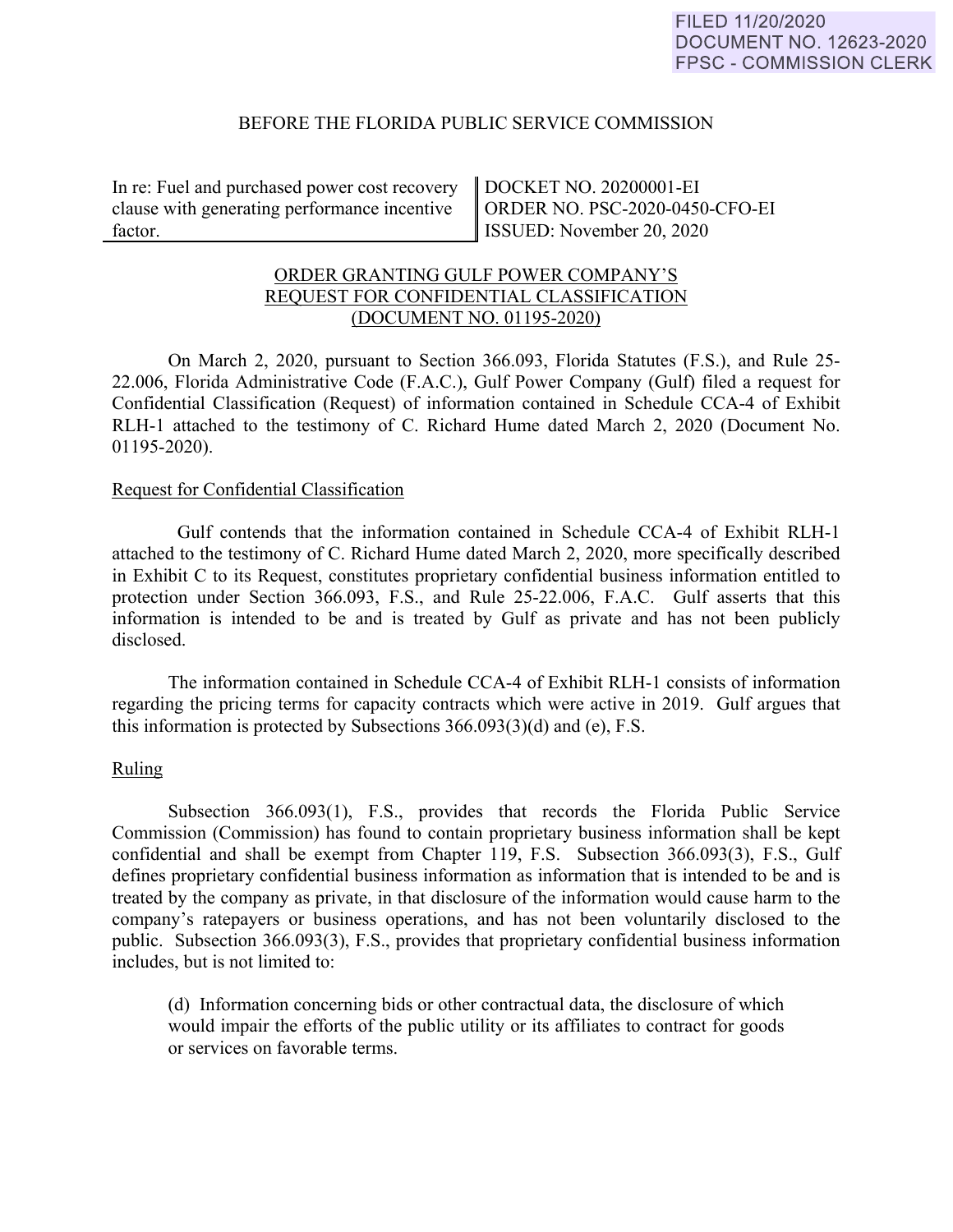FILED 11/20/2020
DOCUMENT NO. 12623-2020
FPSC - COMMISSION CLERK

BEFORE THE FLORIDA PUBLIC SERVICE COMMISSION

| | |
|---|---|
| In re: Fuel and purchased power cost recovery clause with generating performance incentive factor. | DOCKET NO. 20200001-EI<br>ORDER NO. PSC-2020-0450-CFO-EI<br>ISSUED: November 20, 2020 |

ORDER GRANTING GULF POWER COMPANY'S REQUEST FOR CONFIDENTIAL CLASSIFICATION (DOCUMENT NO. 01195-2020)

On March 2, 2020, pursuant to Section 366.093, Florida Statutes (F.S.), and Rule 25-22.006, Florida Administrative Code (F.A.C.), Gulf Power Company (Gulf) filed a request for Confidential Classification (Request) of information contained in Schedule CCA-4 of Exhibit RLH-1 attached to the testimony of C. Richard Hume dated March 2, 2020 (Document No. 01195-2020).

Request for Confidential Classification

Gulf contends that the information contained in Schedule CCA-4 of Exhibit RLH-1 attached to the testimony of C. Richard Hume dated March 2, 2020, more specifically described in Exhibit C to its Request, constitutes proprietary confidential business information entitled to protection under Section 366.093, F.S., and Rule 25-22.006, F.A.C. Gulf asserts that this information is intended to be and is treated by Gulf as private and has not been publicly disclosed.

The information contained in Schedule CCA-4 of Exhibit RLH-1 consists of information regarding the pricing terms for capacity contracts which were active in 2019. Gulf argues that this information is protected by Subsections 366.093(3)(d) and (e), F.S.

Ruling

Subsection 366.093(1), F.S., provides that records the Florida Public Service Commission (Commission) has found to contain proprietary business information shall be kept confidential and shall be exempt from Chapter 119, F.S. Subsection 366.093(3), F.S., Gulf defines proprietary confidential business information as information that is intended to be and is treated by the company as private, in that disclosure of the information would cause harm to the company's ratepayers or business operations, and has not been voluntarily disclosed to the public. Subsection 366.093(3), F.S., provides that proprietary confidential business information includes, but is not limited to:

> (d) Information concerning bids or other contractual data, the disclosure of which would impair the efforts of the public utility or its affiliates to contract for goods or services on favorable terms.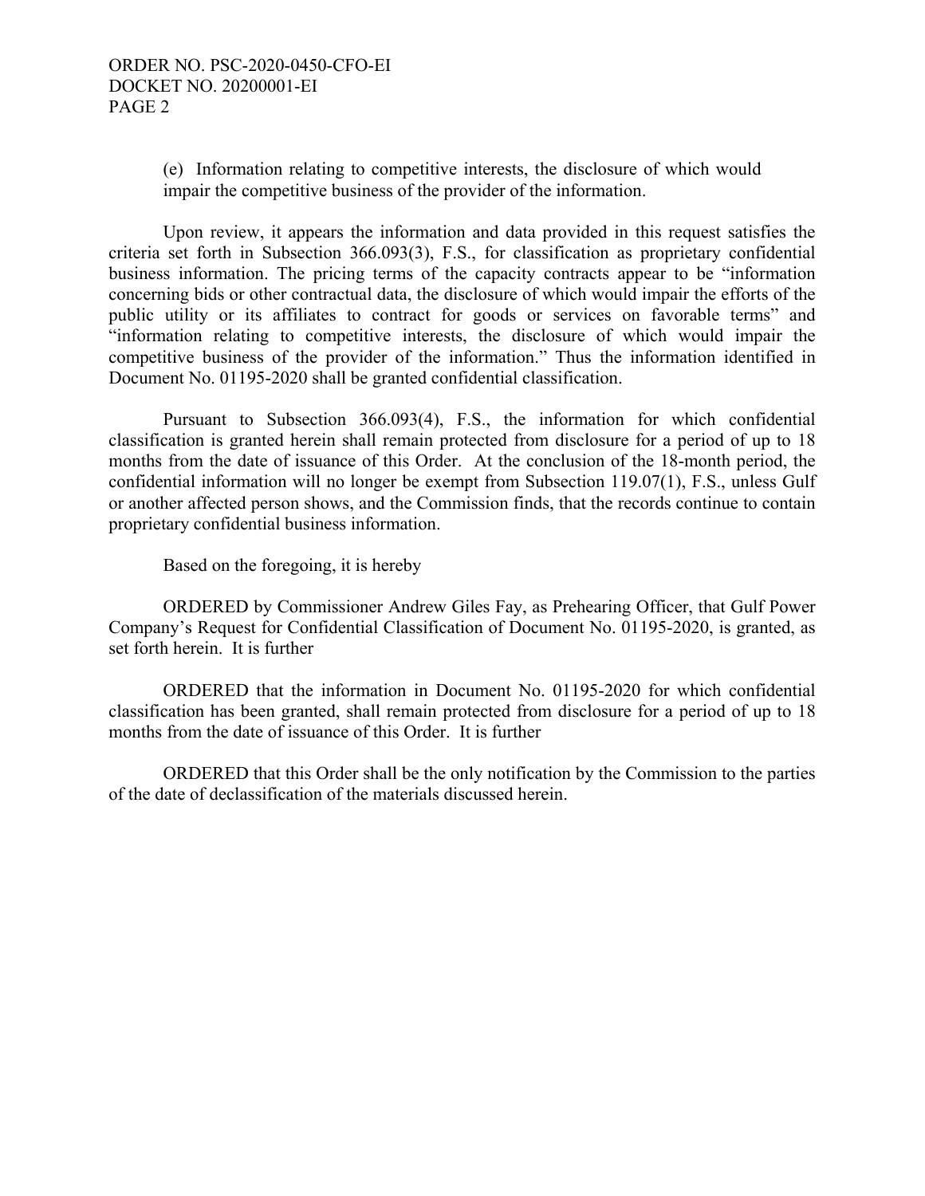(e) Information relating to competitive interests, the disclosure of which would impair the competitive business of the provider of the information.

Upon review, it appears the information and data provided in this request satisfies the criteria set forth in Subsection 366.093(3), F.S., for classification as proprietary confidential business information. The pricing terms of the capacity contracts appear to be "information concerning bids or other contractual data, the disclosure of which would impair the efforts of the public utility or its affiliates to contract for goods or services on favorable terms" and "information relating to competitive interests, the disclosure of which would impair the competitive business of the provider of the information." Thus the information identified in Document No. 01195-2020 shall be granted confidential classification.

Pursuant to Subsection 366.093(4), F.S., the information for which confidential classification is granted herein shall remain protected from disclosure for a period of up to 18 months from the date of issuance of this Order. At the conclusion of the 18-month period, the confidential information will no longer be exempt from Subsection 119.07(1), F.S., unless Gulf or another affected person shows, and the Commission finds, that the records continue to contain proprietary confidential business information.

Based on the foregoing, it is hereby

ORDERED by Commissioner Andrew Giles Fay, as Prehearing Officer, that Gulf Power Company's Request for Confidential Classification of Document No. 01195-2020, is granted, as set forth herein. It is further

ORDERED that the information in Document No. 01195-2020 for which confidential classification has been granted, shall remain protected from disclosure for a period of up to 18 months from the date of issuance of this Order. It is further

ORDERED that this Order shall be the only notification by the Commission to the parties of the date of declassification of the materials discussed herein.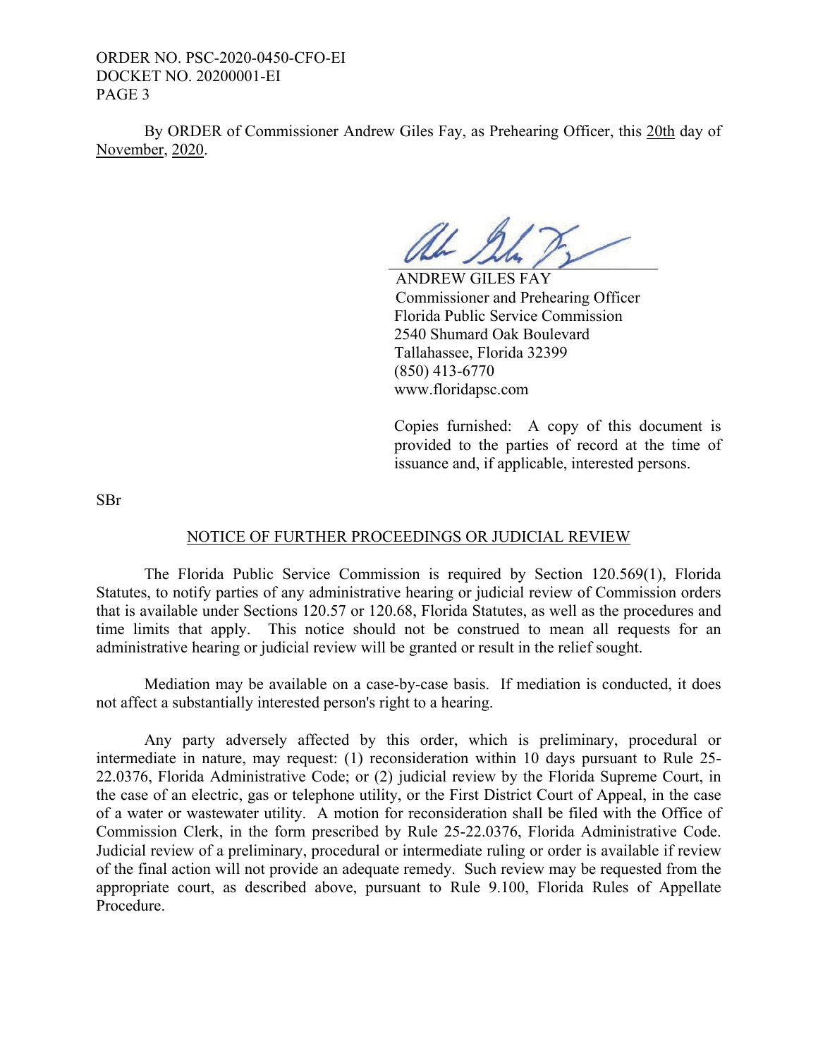By ORDER of Commissioner Andrew Giles Fay, as Prehearing Officer, this 20th day of November, 2020.

ANDREW GILES FAY
Commissioner and Prehearing Officer
Florida Public Service Commission
2540 Shumard Oak Boulevard
Tallahassee, Florida 32399
(850) 413-6770
www.floridapsc.com

Copies furnished: A copy of this document is provided to the parties of record at the time of issuance and, if applicable, interested persons.

SBr

NOTICE OF FURTHER PROCEEDINGS OR JUDICIAL REVIEW

The Florida Public Service Commission is required by Section 120.569(1), Florida Statutes, to notify parties of any administrative hearing or judicial review of Commission orders that is available under Sections 120.57 or 120.68, Florida Statutes, as well as the procedures and time limits that apply. This notice should not be construed to mean all requests for an administrative hearing or judicial review will be granted or result in the relief sought.

Mediation may be available on a case-by-case basis. If mediation is conducted, it does not affect a substantially interested person's right to a hearing.

Any party adversely affected by this order, which is preliminary, procedural or intermediate in nature, may request: (1) reconsideration within 10 days pursuant to Rule 25-22.0376, Florida Administrative Code; or (2) judicial review by the Florida Supreme Court, in the case of an electric, gas or telephone utility, or the First District Court of Appeal, in the case of a water or wastewater utility. A motion for reconsideration shall be filed with the Office of Commission Clerk, in the form prescribed by Rule 25-22.0376, Florida Administrative Code. Judicial review of a preliminary, procedural or intermediate ruling or order is available if review of the final action will not provide an adequate remedy. Such review may be requested from the appropriate court, as described above, pursuant to Rule 9.100, Florida Rules of Appellate Procedure.